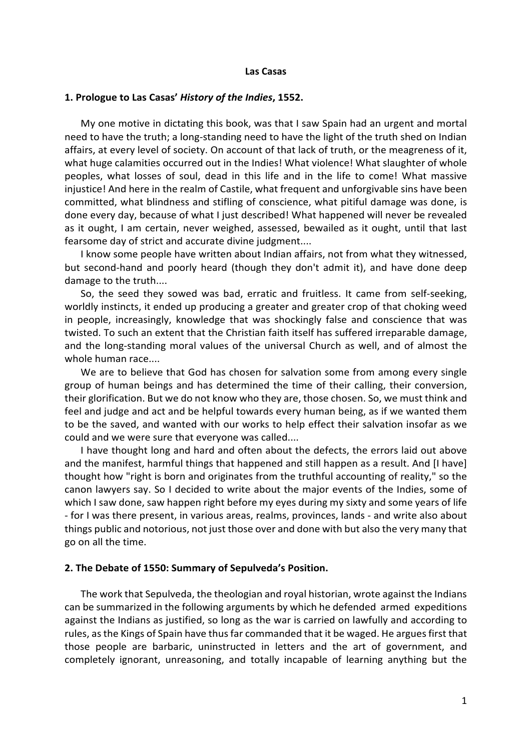# Las Casas

## 1. Prologue to Las Casas' *History of the Indies*, 1552.

My one motive in dictating this book, was that I saw Spain had an urgent and mortal need to have the truth; a long-standing need to have the light of the truth shed on Indian affairs, at every level of society. On account of that lack of truth, or the meagreness of it, what huge calamities occurred out in the Indies! What violence! What slaughter of whole peoples, what losses of soul, dead in this life and in the life to come! What massive injustice! And here in the realm of Castile, what frequent and unforgivable sins have been committed, what blindness and stifling of conscience, what pitiful damage was done, is done every day, because of what I just described! What happened will never be revealed as it ought, I am certain, never weighed, assessed, bewailed as it ought, until that last fearsome day of strict and accurate divine judgment....

I know some people have written about Indian affairs, not from what they witnessed, but second-hand and poorly heard (though they don't admit it), and have done deep damage to the truth....

So, the seed they sowed was bad, erratic and fruitless. It came from self-seeking, worldly instincts, it ended up producing a greater and greater crop of that choking weed in people, increasingly, knowledge that was shockingly false and conscience that was twisted. To such an extent that the Christian faith itself has suffered irreparable damage, and the long-standing moral values of the universal Church as well, and of almost the whole human race....

We are to believe that God has chosen for salvation some from among every single group of human beings and has determined the time of their calling, their conversion, their glorification. But we do not know who they are, those chosen. So, we must think and feel and judge and act and be helpful towards every human being, as if we wanted them to be the saved, and wanted with our works to help effect their salvation insofar as we could and we were sure that everyone was called....

I have thought long and hard and often about the defects, the errors laid out above and the manifest, harmful things that happened and still happen as a result. And [I have] thought how "right is born and originates from the truthful accounting of reality," so the canon lawyers say. So I decided to write about the major events of the Indies, some of which I saw done, saw happen right before my eyes during my sixty and some years of life - for I was there present, in various areas, realms, provinces, lands - and write also about things public and notorious, not just those over and done with but also the very many that go on all the time.

## 2. The Debate of 1550: Summary of Sepulveda's Position.

The work that Sepulveda, the theologian and royal historian, wrote against the Indians can be summarized in the following arguments by which he defended armed expeditions against the Indians as justified, so long as the war is carried on lawfully and according to rules, as the Kings of Spain have thus far commanded that it be waged. He argues first that those people are barbaric, uninstructed in letters and the art of government, and completely ignorant, unreasoning, and totally incapable of learning anything but the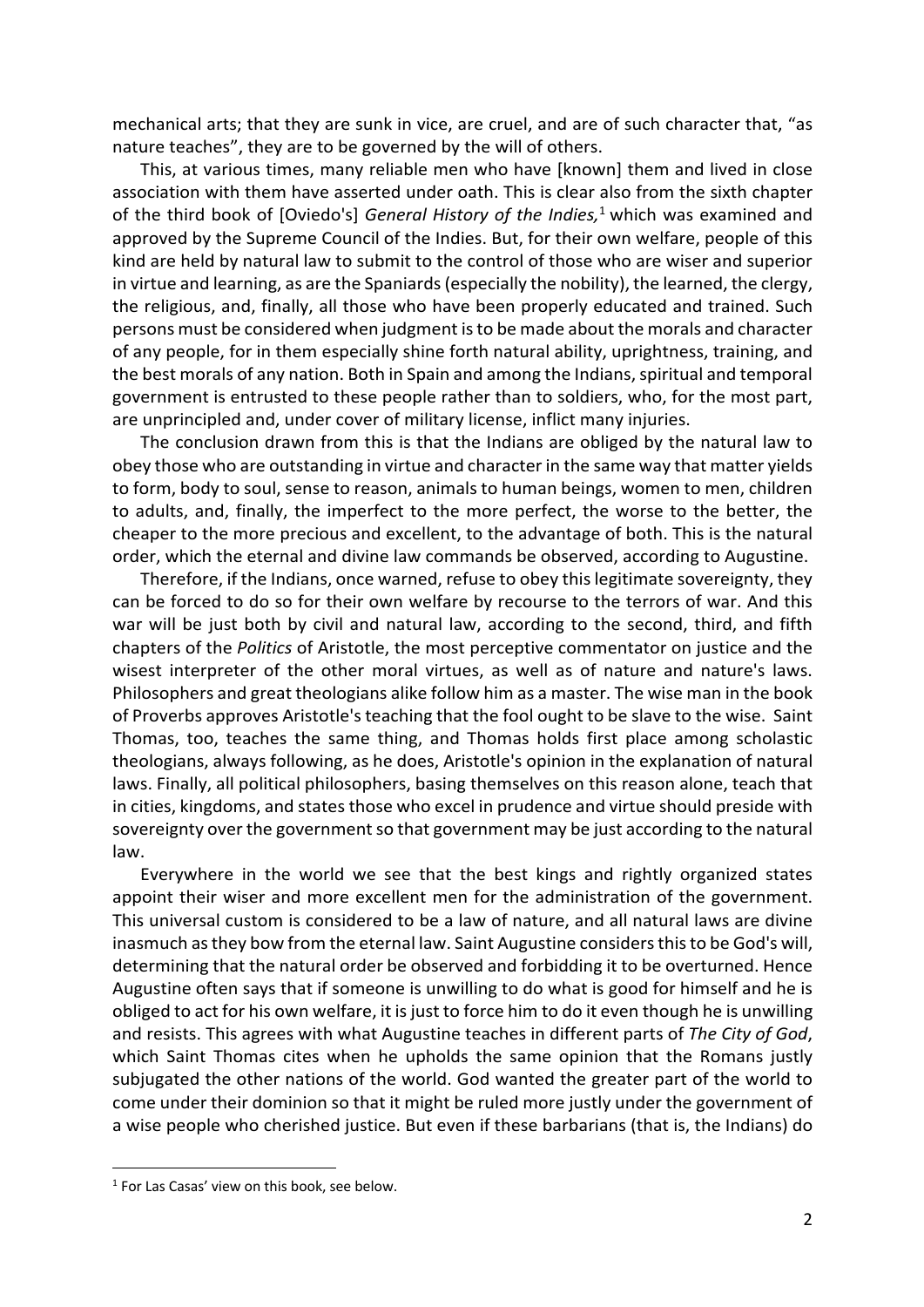mechanical arts; that they are sunk in vice, are cruel, and are of such character that, "as nature teaches", they are to be governed by the will of others.

This, at various times, many reliable men who have [known] them and lived in close association with them have asserted under oath. This is clear also from the sixth chapter of the third book of [Oviedo's] *General History of the Indies,*[1] which was examined and approved by the Supreme Council of the Indies. But, for their own welfare, people of this kind are held by natural law to submit to the control of those who are wiser and superior in virtue and learning, as are the Spaniards (especially the nobility), the learned, the clergy, the religious, and, finally, all those who have been properly educated and trained. Such persons must be considered when judgment is to be made about the morals and character of any people, for in them especially shine forth natural ability, uprightness, training, and the best morals of any nation. Both in Spain and among the Indians, spiritual and temporal government is entrusted to these people rather than to soldiers, who, for the most part, are unprincipled and, under cover of military license, inflict many injuries.

The conclusion drawn from this is that the Indians are obliged by the natural law to obey those who are outstanding in virtue and character in the same way that matter yields to form, body to soul, sense to reason, animals to human beings, women to men, children to adults, and, finally, the imperfect to the more perfect, the worse to the better, the cheaper to the more precious and excellent, to the advantage of both. This is the natural order, which the eternal and divine law commands be observed, according to Augustine.

Therefore, if the Indians, once warned, refuse to obey this legitimate sovereignty, they can be forced to do so for their own welfare by recourse to the terrors of war. And this war will be just both by civil and natural law, according to the second, third, and fifth chapters of the *Politics* of Aristotle, the most perceptive commentator on justice and the wisest interpreter of the other moral virtues, as well as of nature and nature's laws. Philosophers and great theologians alike follow him as a master. The wise man in the book of Proverbs approves Aristotle's teaching that the fool ought to be slave to the wise. Saint Thomas, too, teaches the same thing, and Thomas holds first place among scholastic theologians, always following, as he does, Aristotle's opinion in the explanation of natural laws. Finally, all political philosophers, basing themselves on this reason alone, teach that in cities, kingdoms, and states those who excel in prudence and virtue should preside with sovereignty over the government so that government may be just according to the natural law.

Everywhere in the world we see that the best kings and rightly organized states appoint their wiser and more excellent men for the administration of the government. This universal custom is considered to be a law of nature, and all natural laws are divine inasmuch as they bow from the eternal law. Saint Augustine considers this to be God's will, determining that the natural order be observed and forbidding it to be overturned. Hence Augustine often says that if someone is unwilling to do what is good for himself and he is obliged to act for his own welfare, it is just to force him to do it even though he is unwilling and resists. This agrees with what Augustine teaches in different parts of *The City of God*, which Saint Thomas cites when he upholds the same opinion that the Romans justly subjugated the other nations of the world. God wanted the greater part of the world to come under their dominion so that it might be ruled more justly under the government of a wise people who cherished justice. But even if these barbarians (that is, the Indians) do

[1] For Las Casas' view on this book, see below.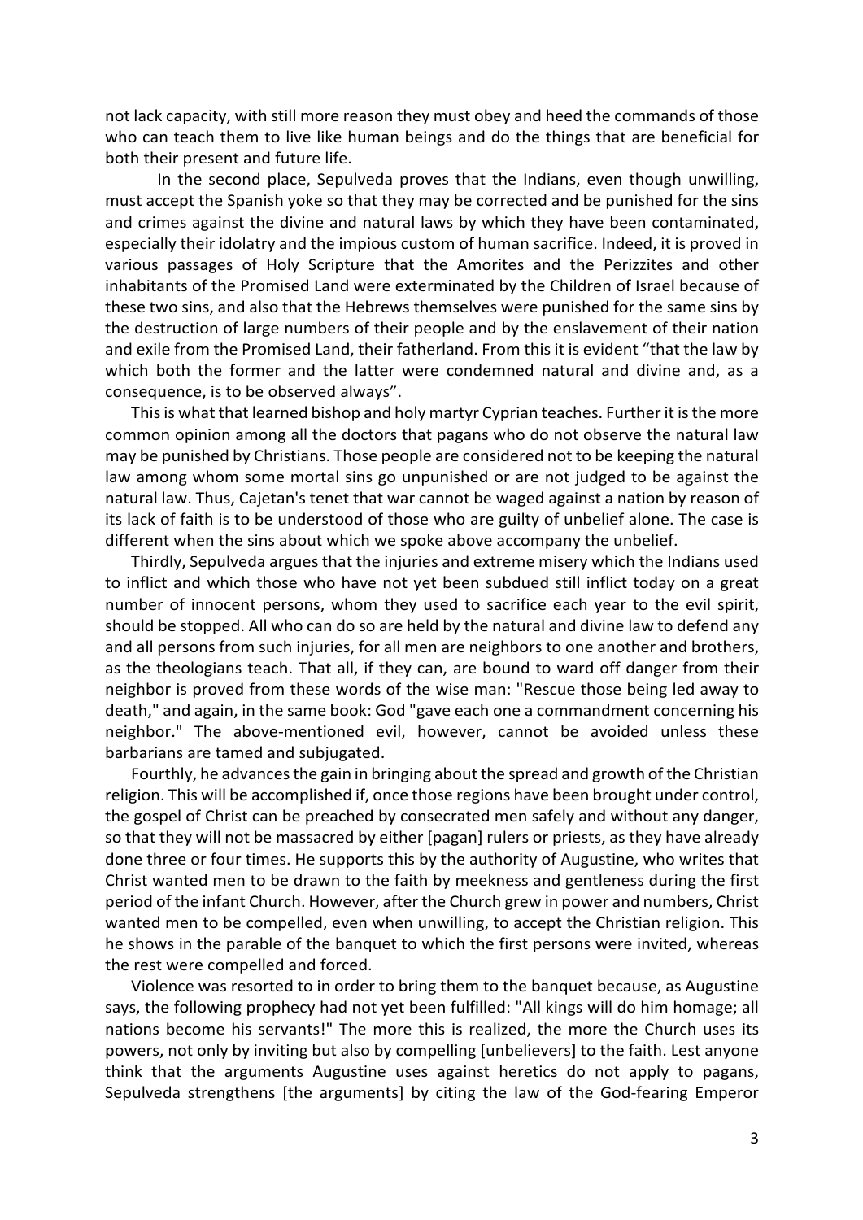not lack capacity, with still more reason they must obey and heed the commands of those who can teach them to live like human beings and do the things that are beneficial for both their present and future life.

In the second place, Sepulveda proves that the Indians, even though unwilling, must accept the Spanish yoke so that they may be corrected and be punished for the sins and crimes against the divine and natural laws by which they have been contaminated, especially their idolatry and the impious custom of human sacrifice. Indeed, it is proved in various passages of Holy Scripture that the Amorites and the Perizzites and other inhabitants of the Promised Land were exterminated by the Children of Israel because of these two sins, and also that the Hebrews themselves were punished for the same sins by the destruction of large numbers of their people and by the enslavement of their nation and exile from the Promised Land, their fatherland. From this it is evident "that the law by which both the former and the latter were condemned natural and divine and, as a consequence, is to be observed always".

This is what that learned bishop and holy martyr Cyprian teaches. Further it is the more common opinion among all the doctors that pagans who do not observe the natural law may be punished by Christians. Those people are considered not to be keeping the natural law among whom some mortal sins go unpunished or are not judged to be against the natural law. Thus, Cajetan's tenet that war cannot be waged against a nation by reason of its lack of faith is to be understood of those who are guilty of unbelief alone. The case is different when the sins about which we spoke above accompany the unbelief.

Thirdly, Sepulveda argues that the injuries and extreme misery which the Indians used to inflict and which those who have not yet been subdued still inflict today on a great number of innocent persons, whom they used to sacrifice each year to the evil spirit, should be stopped. All who can do so are held by the natural and divine law to defend any and all persons from such injuries, for all men are neighbors to one another and brothers, as the theologians teach. That all, if they can, are bound to ward off danger from their neighbor is proved from these words of the wise man: "Rescue those being led away to death," and again, in the same book: God "gave each one a commandment concerning his neighbor." The above-mentioned evil, however, cannot be avoided unless these barbarians are tamed and subjugated.

Fourthly, he advances the gain in bringing about the spread and growth of the Christian religion. This will be accomplished if, once those regions have been brought under control, the gospel of Christ can be preached by consecrated men safely and without any danger, so that they will not be massacred by either [pagan] rulers or priests, as they have already done three or four times. He supports this by the authority of Augustine, who writes that Christ wanted men to be drawn to the faith by meekness and gentleness during the first period of the infant Church. However, after the Church grew in power and numbers, Christ wanted men to be compelled, even when unwilling, to accept the Christian religion. This he shows in the parable of the banquet to which the first persons were invited, whereas the rest were compelled and forced.

Violence was resorted to in order to bring them to the banquet because, as Augustine says, the following prophecy had not yet been fulfilled: "All kings will do him homage; all nations become his servants!" The more this is realized, the more the Church uses its powers, not only by inviting but also by compelling [unbelievers] to the faith. Lest anyone think that the arguments Augustine uses against heretics do not apply to pagans, Sepulveda strengthens [the arguments] by citing the law of the God-fearing Emperor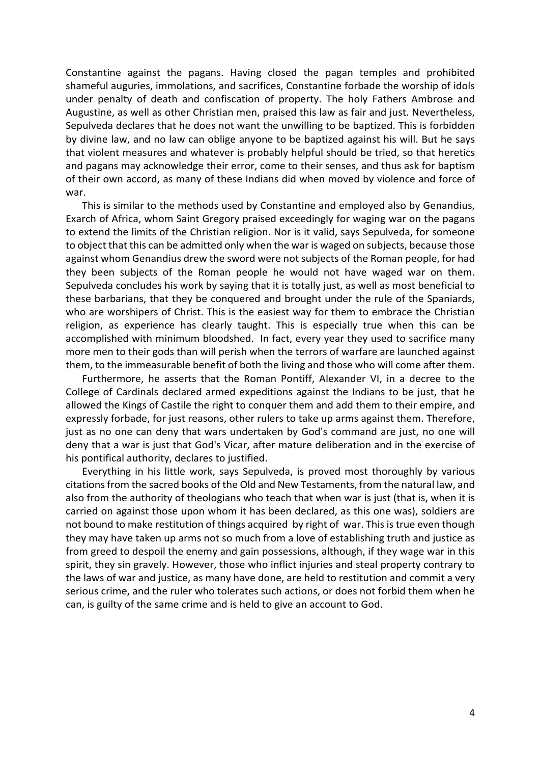Constantine against the pagans. Having closed the pagan temples and prohibited shameful auguries, immolations, and sacrifices, Constantine forbade the worship of idols under penalty of death and confiscation of property. The holy Fathers Ambrose and Augustine, as well as other Christian men, praised this law as fair and just. Nevertheless, Sepulveda declares that he does not want the unwilling to be baptized. This is forbidden by divine law, and no law can oblige anyone to be baptized against his will. But he says that violent measures and whatever is probably helpful should be tried, so that heretics and pagans may acknowledge their error, come to their senses, and thus ask for baptism of their own accord, as many of these Indians did when moved by violence and force of war.

This is similar to the methods used by Constantine and employed also by Genandius, Exarch of Africa, whom Saint Gregory praised exceedingly for waging war on the pagans to extend the limits of the Christian religion. Nor is it valid, says Sepulveda, for someone to object that this can be admitted only when the war is waged on subjects, because those against whom Genandius drew the sword were not subjects of the Roman people, for had they been subjects of the Roman people he would not have waged war on them. Sepulveda concludes his work by saying that it is totally just, as well as most beneficial to these barbarians, that they be conquered and brought under the rule of the Spaniards, who are worshipers of Christ. This is the easiest way for them to embrace the Christian religion, as experience has clearly taught. This is especially true when this can be accomplished with minimum bloodshed. In fact, every year they used to sacrifice many more men to their gods than will perish when the terrors of warfare are launched against them, to the immeasurable benefit of both the living and those who will come after them.

Furthermore, he asserts that the Roman Pontiff, Alexander VI, in a decree to the College of Cardinals declared armed expeditions against the Indians to be just, that he allowed the Kings of Castile the right to conquer them and add them to their empire, and expressly forbade, for just reasons, other rulers to take up arms against them. Therefore, just as no one can deny that wars undertaken by God's command are just, no one will deny that a war is just that God's Vicar, after mature deliberation and in the exercise of his pontifical authority, declares to justified.

Everything in his little work, says Sepulveda, is proved most thoroughly by various citations from the sacred books of the Old and New Testaments, from the natural law, and also from the authority of theologians who teach that when war is just (that is, when it is carried on against those upon whom it has been declared, as this one was), soldiers are not bound to make restitution of things acquired by right of war. This is true even though they may have taken up arms not so much from a love of establishing truth and justice as from greed to despoil the enemy and gain possessions, although, if they wage war in this spirit, they sin gravely. However, those who inflict injuries and steal property contrary to the laws of war and justice, as many have done, are held to restitution and commit a very serious crime, and the ruler who tolerates such actions, or does not forbid them when he can, is guilty of the same crime and is held to give an account to God.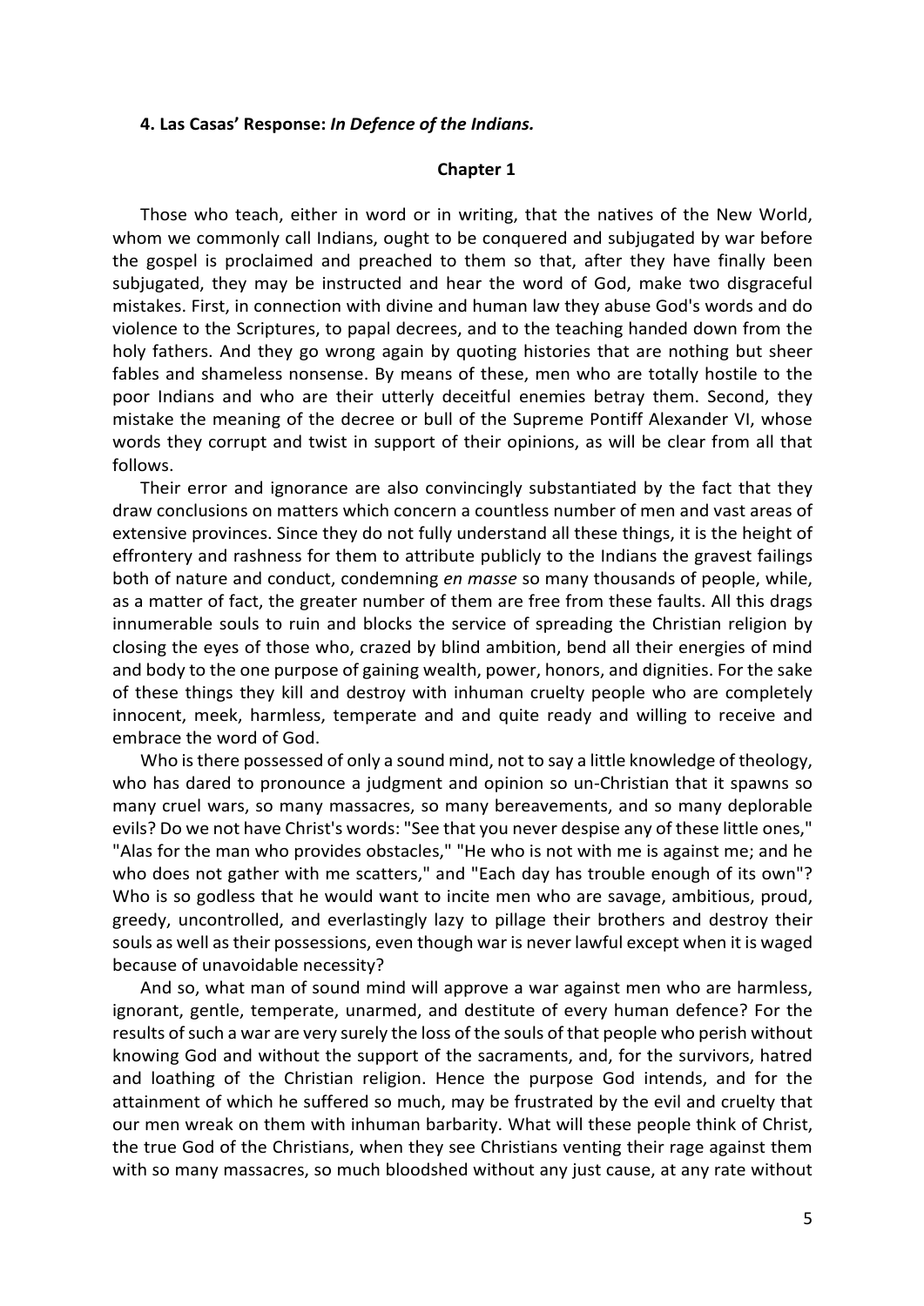#### 4. Las Casas' Response: *In Defence of the Indians.*

**Chapter 1**

Those who teach, either in word or in writing, that the natives of the New World, whom we commonly call Indians, ought to be conquered and subjugated by war before the gospel is proclaimed and preached to them so that, after they have finally been subjugated, they may be instructed and hear the word of God, make two disgraceful mistakes. First, in connection with divine and human law they abuse God's words and do violence to the Scriptures, to papal decrees, and to the teaching handed down from the holy fathers. And they go wrong again by quoting histories that are nothing but sheer fables and shameless nonsense. By means of these, men who are totally hostile to the poor Indians and who are their utterly deceitful enemies betray them. Second, they mistake the meaning of the decree or bull of the Supreme Pontiff Alexander VI, whose words they corrupt and twist in support of their opinions, as will be clear from all that follows.

Their error and ignorance are also convincingly substantiated by the fact that they draw conclusions on matters which concern a countless number of men and vast areas of extensive provinces. Since they do not fully understand all these things, it is the height of effrontery and rashness for them to attribute publicly to the Indians the gravest failings both of nature and conduct, condemning *en masse* so many thousands of people, while, as a matter of fact, the greater number of them are free from these faults. All this drags innumerable souls to ruin and blocks the service of spreading the Christian religion by closing the eyes of those who, crazed by blind ambition, bend all their energies of mind and body to the one purpose of gaining wealth, power, honors, and dignities. For the sake of these things they kill and destroy with inhuman cruelty people who are completely innocent, meek, harmless, temperate and and quite ready and willing to receive and embrace the word of God.

Who is there possessed of only a sound mind, not to say a little knowledge of theology, who has dared to pronounce a judgment and opinion so un-Christian that it spawns so many cruel wars, so many massacres, so many bereavements, and so many deplorable evils? Do we not have Christ's words: "See that you never despise any of these little ones," "Alas for the man who provides obstacles," "He who is not with me is against me; and he who does not gather with me scatters," and "Each day has trouble enough of its own"? Who is so godless that he would want to incite men who are savage, ambitious, proud, greedy, uncontrolled, and everlastingly lazy to pillage their brothers and destroy their souls as well as their possessions, even though war is never lawful except when it is waged because of unavoidable necessity?

And so, what man of sound mind will approve a war against men who are harmless, ignorant, gentle, temperate, unarmed, and destitute of every human defence? For the results of such a war are very surely the loss of the souls of that people who perish without knowing God and without the support of the sacraments, and, for the survivors, hatred and loathing of the Christian religion. Hence the purpose God intends, and for the attainment of which he suffered so much, may be frustrated by the evil and cruelty that our men wreak on them with inhuman barbarity. What will these people think of Christ, the true God of the Christians, when they see Christians venting their rage against them with so many massacres, so much bloodshed without any just cause, at any rate without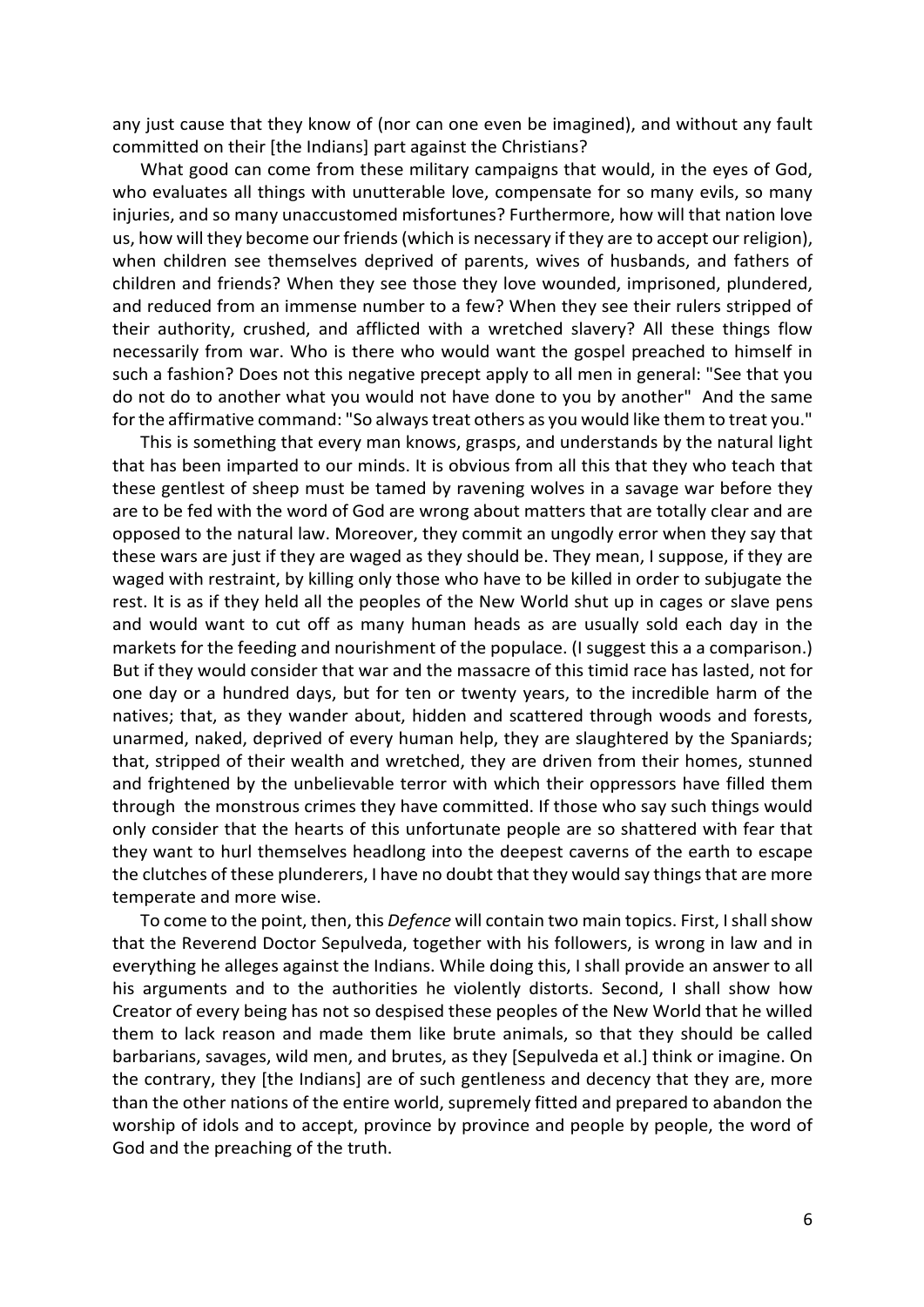any just cause that they know of (nor can one even be imagined), and without any fault committed on their [the Indians] part against the Christians?

What good can come from these military campaigns that would, in the eyes of God, who evaluates all things with unutterable love, compensate for so many evils, so many injuries, and so many unaccustomed misfortunes? Furthermore, how will that nation love us, how will they become our friends (which is necessary if they are to accept our religion), when children see themselves deprived of parents, wives of husbands, and fathers of children and friends? When they see those they love wounded, imprisoned, plundered, and reduced from an immense number to a few? When they see their rulers stripped of their authority, crushed, and afflicted with a wretched slavery? All these things flow necessarily from war. Who is there who would want the gospel preached to himself in such a fashion? Does not this negative precept apply to all men in general: "See that you do not do to another what you would not have done to you by another" And the same for the affirmative command: "So always treat others as you would like them to treat you."

This is something that every man knows, grasps, and understands by the natural light that has been imparted to our minds. It is obvious from all this that they who teach that these gentlest of sheep must be tamed by ravening wolves in a savage war before they are to be fed with the word of God are wrong about matters that are totally clear and are opposed to the natural law. Moreover, they commit an ungodly error when they say that these wars are just if they are waged as they should be. They mean, I suppose, if they are waged with restraint, by killing only those who have to be killed in order to subjugate the rest. It is as if they held all the peoples of the New World shut up in cages or slave pens and would want to cut off as many human heads as are usually sold each day in the markets for the feeding and nourishment of the populace. (I suggest this a a comparison.) But if they would consider that war and the massacre of this timid race has lasted, not for one day or a hundred days, but for ten or twenty years, to the incredible harm of the natives; that, as they wander about, hidden and scattered through woods and forests, unarmed, naked, deprived of every human help, they are slaughtered by the Spaniards; that, stripped of their wealth and wretched, they are driven from their homes, stunned and frightened by the unbelievable terror with which their oppressors have filled them through the monstrous crimes they have committed. If those who say such things would only consider that the hearts of this unfortunate people are so shattered with fear that they want to hurl themselves headlong into the deepest caverns of the earth to escape the clutches of these plunderers, I have no doubt that they would say things that are more temperate and more wise.

To come to the point, then, this *Defence* will contain two main topics. First, I shall show that the Reverend Doctor Sepulveda, together with his followers, is wrong in law and in everything he alleges against the Indians. While doing this, I shall provide an answer to all his arguments and to the authorities he violently distorts. Second, I shall show how Creator of every being has not so despised these peoples of the New World that he willed them to lack reason and made them like brute animals, so that they should be called barbarians, savages, wild men, and brutes, as they [Sepulveda et al.] think or imagine. On the contrary, they [the Indians] are of such gentleness and decency that they are, more than the other nations of the entire world, supremely fitted and prepared to abandon the worship of idols and to accept, province by province and people by people, the word of God and the preaching of the truth.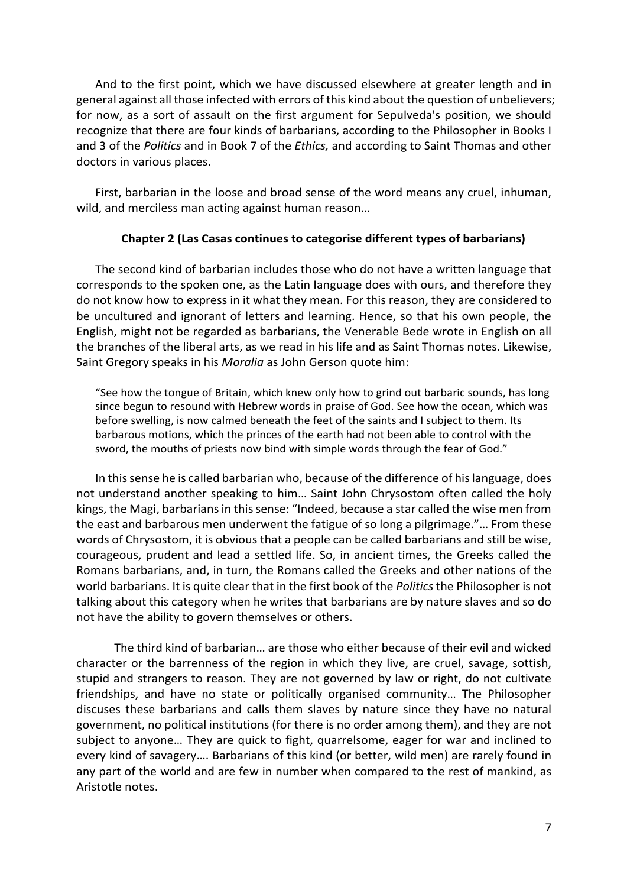And to the first point, which we have discussed elsewhere at greater length and in general against all those infected with errors of this kind about the question of unbelievers; for now, as a sort of assault on the first argument for Sepulveda's position, we should recognize that there are four kinds of barbarians, according to the Philosopher in Books I and 3 of the *Politics* and in Book 7 of the *Ethics,* and according to Saint Thomas and other doctors in various places.

First, barbarian in the loose and broad sense of the word means any cruel, inhuman, wild, and merciless man acting against human reason…

**Chapter 2 (Las Casas continues to categorise different types of barbarians)**

The second kind of barbarian includes those who do not have a written language that corresponds to the spoken one, as the Latin Ianguage does with ours, and therefore they do not know how to express in it what they mean. For this reason, they are considered to be uncultured and ignorant of letters and learning. Hence, so that his own people, the English, might not be regarded as barbarians, the Venerable Bede wrote in English on all the branches of the liberal arts, as we read in his life and as Saint Thomas notes. Likewise, Saint Gregory speaks in his *Moralia* as John Gerson quote him:

> "See how the tongue of Britain, which knew only how to grind out barbaric sounds, has long since begun to resound with Hebrew words in praise of God. See how the ocean, which was before swelling, is now calmed beneath the feet of the saints and I subject to them. Its barbarous motions, which the princes of the earth had not been able to control with the sword, the mouths of priests now bind with simple words through the fear of God."

In this sense he is called barbarian who, because of the difference of his language, does not understand another speaking to him… Saint John Chrysostom often called the holy kings, the Magi, barbarians in this sense: "Indeed, because a star called the wise men from the east and barbarous men underwent the fatigue of so long a pilgrimage."… From these words of Chrysostom, it is obvious that a people can be called barbarians and still be wise, courageous, prudent and lead a settled life. So, in ancient times, the Greeks called the Romans barbarians, and, in turn, the Romans called the Greeks and other nations of the world barbarians. It is quite clear that in the first book of the *Politics* the Philosopher is not talking about this category when he writes that barbarians are by nature slaves and so do not have the ability to govern themselves or others.

The third kind of barbarian… are those who either because of their evil and wicked character or the barrenness of the region in which they live, are cruel, savage, sottish, stupid and strangers to reason. They are not governed by law or right, do not cultivate friendships, and have no state or politically organised community… The Philosopher discuses these barbarians and calls them slaves by nature since they have no natural government, no political institutions (for there is no order among them), and they are not subject to anyone… They are quick to fight, quarrelsome, eager for war and inclined to every kind of savagery…. Barbarians of this kind (or better, wild men) are rarely found in any part of the world and are few in number when compared to the rest of mankind, as Aristotle notes.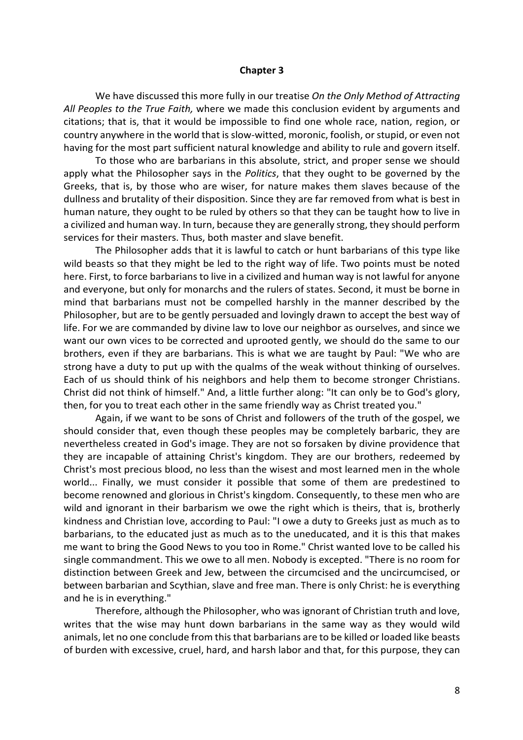## Chapter 3

We have discussed this more fully in our treatise *On the Only Method of Attracting All Peoples to the True Faith,* where we made this conclusion evident by arguments and citations; that is, that it would be impossible to find one whole race, nation, region, or country anywhere in the world that is slow-witted, moronic, foolish, or stupid, or even not having for the most part sufficient natural knowledge and ability to rule and govern itself.

To those who are barbarians in this absolute, strict, and proper sense we should apply what the Philosopher says in the *Politics*, that they ought to be governed by the Greeks, that is, by those who are wiser, for nature makes them slaves because of the dullness and brutality of their disposition. Since they are far removed from what is best in human nature, they ought to be ruled by others so that they can be taught how to live in a civilized and human way. In turn, because they are generally strong, they should perform services for their masters. Thus, both master and slave benefit.

The Philosopher adds that it is lawful to catch or hunt barbarians of this type like wild beasts so that they might be led to the right way of life. Two points must be noted here. First, to force barbarians to live in a civilized and human way is not lawful for anyone and everyone, but only for monarchs and the rulers of states. Second, it must be borne in mind that barbarians must not be compelled harshly in the manner described by the Philosopher, but are to be gently persuaded and lovingly drawn to accept the best way of life. For we are commanded by divine law to love our neighbor as ourselves, and since we want our own vices to be corrected and uprooted gently, we should do the same to our brothers, even if they are barbarians. This is what we are taught by Paul: "We who are strong have a duty to put up with the qualms of the weak without thinking of ourselves. Each of us should think of his neighbors and help them to become stronger Christians. Christ did not think of himself." And, a little further along: "It can only be to God's glory, then, for you to treat each other in the same friendly way as Christ treated you."

Again, if we want to be sons of Christ and followers of the truth of the gospel, we should consider that, even though these peoples may be completely barbaric, they are nevertheless created in God's image. They are not so forsaken by divine providence that they are incapable of attaining Christ's kingdom. They are our brothers, redeemed by Christ's most precious blood, no less than the wisest and most learned men in the whole world... Finally, we must consider it possible that some of them are predestined to become renowned and glorious in Christ's kingdom. Consequently, to these men who are wild and ignorant in their barbarism we owe the right which is theirs, that is, brotherly kindness and Christian love, according to Paul: "I owe a duty to Greeks just as much as to barbarians, to the educated just as much as to the uneducated, and it is this that makes me want to bring the Good News to you too in Rome." Christ wanted love to be called his single commandment. This we owe to all men. Nobody is excepted. "There is no room for distinction between Greek and Jew, between the circumcised and the uncircumcised, or between barbarian and Scythian, slave and free man. There is only Christ: he is everything and he is in everything."

Therefore, although the Philosopher, who was ignorant of Christian truth and love, writes that the wise may hunt down barbarians in the same way as they would wild animals, let no one conclude from this that barbarians are to be killed or loaded like beasts of burden with excessive, cruel, hard, and harsh labor and that, for this purpose, they can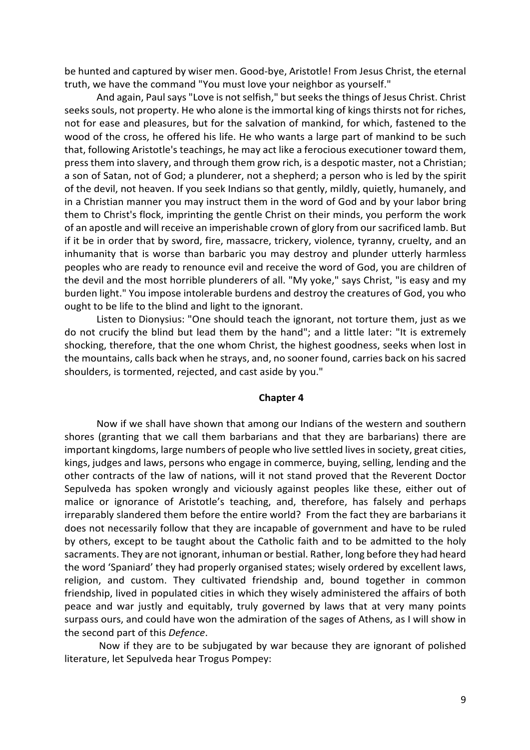be hunted and captured by wiser men. Good-bye, Aristotle! From Jesus Christ, the eternal truth, we have the command "You must love your neighbor as yourself."

And again, Paul says "Love is not selfish," but seeks the things of Jesus Christ. Christ seeks souls, not property. He who alone is the immortal king of kings thirsts not for riches, not for ease and pleasures, but for the salvation of mankind, for which, fastened to the wood of the cross, he offered his life. He who wants a large part of mankind to be such that, following Aristotle's teachings, he may act like a ferocious executioner toward them, press them into slavery, and through them grow rich, is a despotic master, not a Christian; a son of Satan, not of God; a plunderer, not a shepherd; a person who is led by the spirit of the devil, not heaven. If you seek Indians so that gently, mildly, quietly, humanely, and in a Christian manner you may instruct them in the word of God and by your labor bring them to Christ's flock, imprinting the gentle Christ on their minds, you perform the work of an apostle and will receive an imperishable crown of glory from our sacrificed lamb. But if it be in order that by sword, fire, massacre, trickery, violence, tyranny, cruelty, and an inhumanity that is worse than barbaric you may destroy and plunder utterly harmless peoples who are ready to renounce evil and receive the word of God, you are children of the devil and the most horrible plunderers of all. "My yoke," says Christ, "is easy and my burden light." You impose intolerable burdens and destroy the creatures of God, you who ought to be life to the blind and light to the ignorant.

Listen to Dionysius: "One should teach the ignorant, not torture them, just as we do not crucify the blind but lead them by the hand"; and a little later: "It is extremely shocking, therefore, that the one whom Christ, the highest goodness, seeks when lost in the mountains, calls back when he strays, and, no sooner found, carries back on his sacred shoulders, is tormented, rejected, and cast aside by you."

## Chapter 4

Now if we shall have shown that among our Indians of the western and southern shores (granting that we call them barbarians and that they are barbarians) there are important kingdoms, large numbers of people who live settled lives in society, great cities, kings, judges and laws, persons who engage in commerce, buying, selling, lending and the other contracts of the law of nations, will it not stand proved that the Reverent Doctor Sepulveda has spoken wrongly and viciously against peoples like these, either out of malice or ignorance of Aristotle's teaching, and, therefore, has falsely and perhaps irreparably slandered them before the entire world? From the fact they are barbarians it does not necessarily follow that they are incapable of government and have to be ruled by others, except to be taught about the Catholic faith and to be admitted to the holy sacraments. They are not ignorant, inhuman or bestial. Rather, long before they had heard the word 'Spaniard' they had properly organised states; wisely ordered by excellent laws, religion, and custom. They cultivated friendship and, bound together in common friendship, lived in populated cities in which they wisely administered the affairs of both peace and war justly and equitably, truly governed by laws that at very many points surpass ours, and could have won the admiration of the sages of Athens, as I will show in the second part of this *Defence*.

Now if they are to be subjugated by war because they are ignorant of polished literature, let Sepulveda hear Trogus Pompey: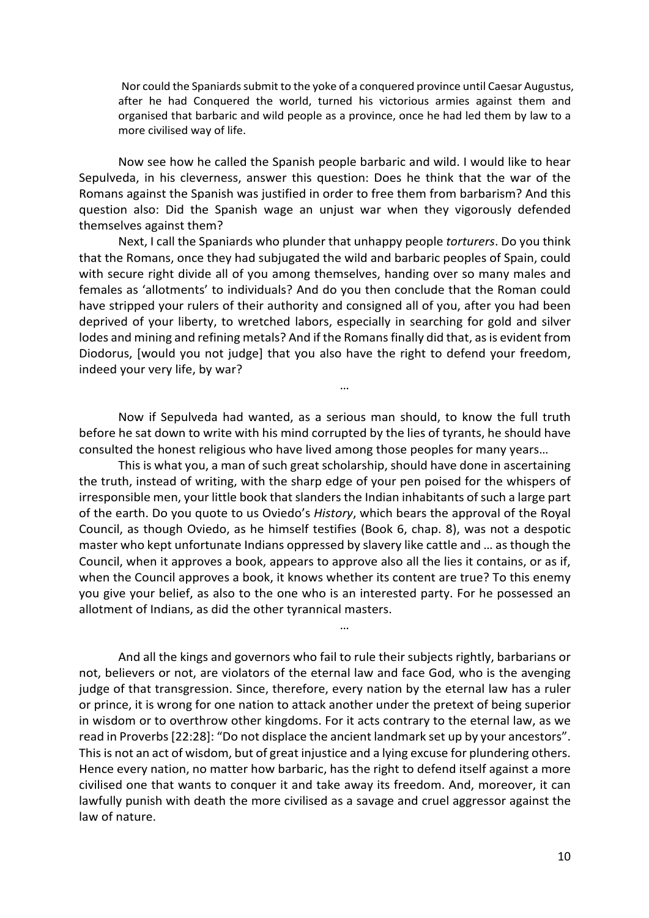Nor could the Spaniards submit to the yoke of a conquered province until Caesar Augustus, after he had Conquered the world, turned his victorious armies against them and organised that barbaric and wild people as a province, once he had led them by law to a more civilised way of life.

Now see how he called the Spanish people barbaric and wild. I would like to hear Sepulveda, in his cleverness, answer this question: Does he think that the war of the Romans against the Spanish was justified in order to free them from barbarism? And this question also: Did the Spanish wage an unjust war when they vigorously defended themselves against them?

Next, I call the Spaniards who plunder that unhappy people *torturers*. Do you think that the Romans, once they had subjugated the wild and barbaric peoples of Spain, could with secure right divide all of you among themselves, handing over so many males and females as 'allotments' to individuals? And do you then conclude that the Roman could have stripped your rulers of their authority and consigned all of you, after you had been deprived of your liberty, to wretched labors, especially in searching for gold and silver lodes and mining and refining metals? And if the Romans finally did that, as is evident from Diodorus, [would you not judge] that you also have the right to defend your freedom, indeed your very life, by war?

…

Now if Sepulveda had wanted, as a serious man should, to know the full truth before he sat down to write with his mind corrupted by the lies of tyrants, he should have consulted the honest religious who have lived among those peoples for many years…

This is what you, a man of such great scholarship, should have done in ascertaining the truth, instead of writing, with the sharp edge of your pen poised for the whispers of irresponsible men, your little book that slanders the Indian inhabitants of such a large part of the earth. Do you quote to us Oviedo's *History*, which bears the approval of the Royal Council, as though Oviedo, as he himself testifies (Book 6, chap. 8), was not a despotic master who kept unfortunate Indians oppressed by slavery like cattle and … as though the Council, when it approves a book, appears to approve also all the lies it contains, or as if, when the Council approves a book, it knows whether its content are true? To this enemy you give your belief, as also to the one who is an interested party. For he possessed an allotment of Indians, as did the other tyrannical masters.

…

And all the kings and governors who fail to rule their subjects rightly, barbarians or not, believers or not, are violators of the eternal law and face God, who is the avenging judge of that transgression. Since, therefore, every nation by the eternal law has a ruler or prince, it is wrong for one nation to attack another under the pretext of being superior in wisdom or to overthrow other kingdoms. For it acts contrary to the eternal law, as we read in Proverbs [22:28]: "Do not displace the ancient landmark set up by your ancestors". This is not an act of wisdom, but of great injustice and a lying excuse for plundering others. Hence every nation, no matter how barbaric, has the right to defend itself against a more civilised one that wants to conquer it and take away its freedom. And, moreover, it can lawfully punish with death the more civilised as a savage and cruel aggressor against the law of nature.